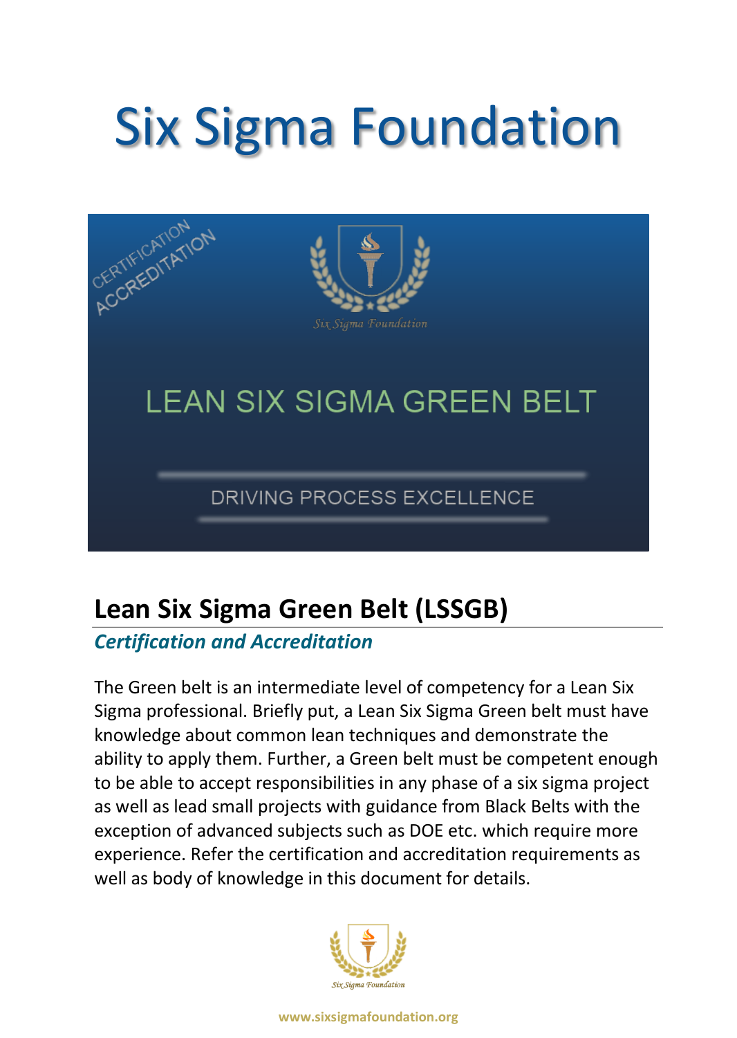# Six Sigma Foundation

CERTIFICATION ACCREDITATION

Six Sigma Foundation

LEAN SIX SIGMA GREEN BELT

DRIVING PROCESS EXCELLENCE

## Lean Six Sigma Green Belt (LSSGB)

### *Certification and Accreditation*

The Green belt is an intermediate level of competency for a Lean Six Sigma professional. Briefly put, a Lean Six Sigma Green belt must have knowledge about common lean techniques and demonstrate the ability to apply them. Further, a Green belt must be competent enough to be able to accept responsibilities in any phase of a six sigma project as well as lead small projects with guidance from Black Belts with the exception of advanced subjects such as DOE etc. which require more experience. Refer the certification and accreditation requirements as well as body of knowledge in this document for details.

Six Sigma Foundation

www.sixsigmafoundation.org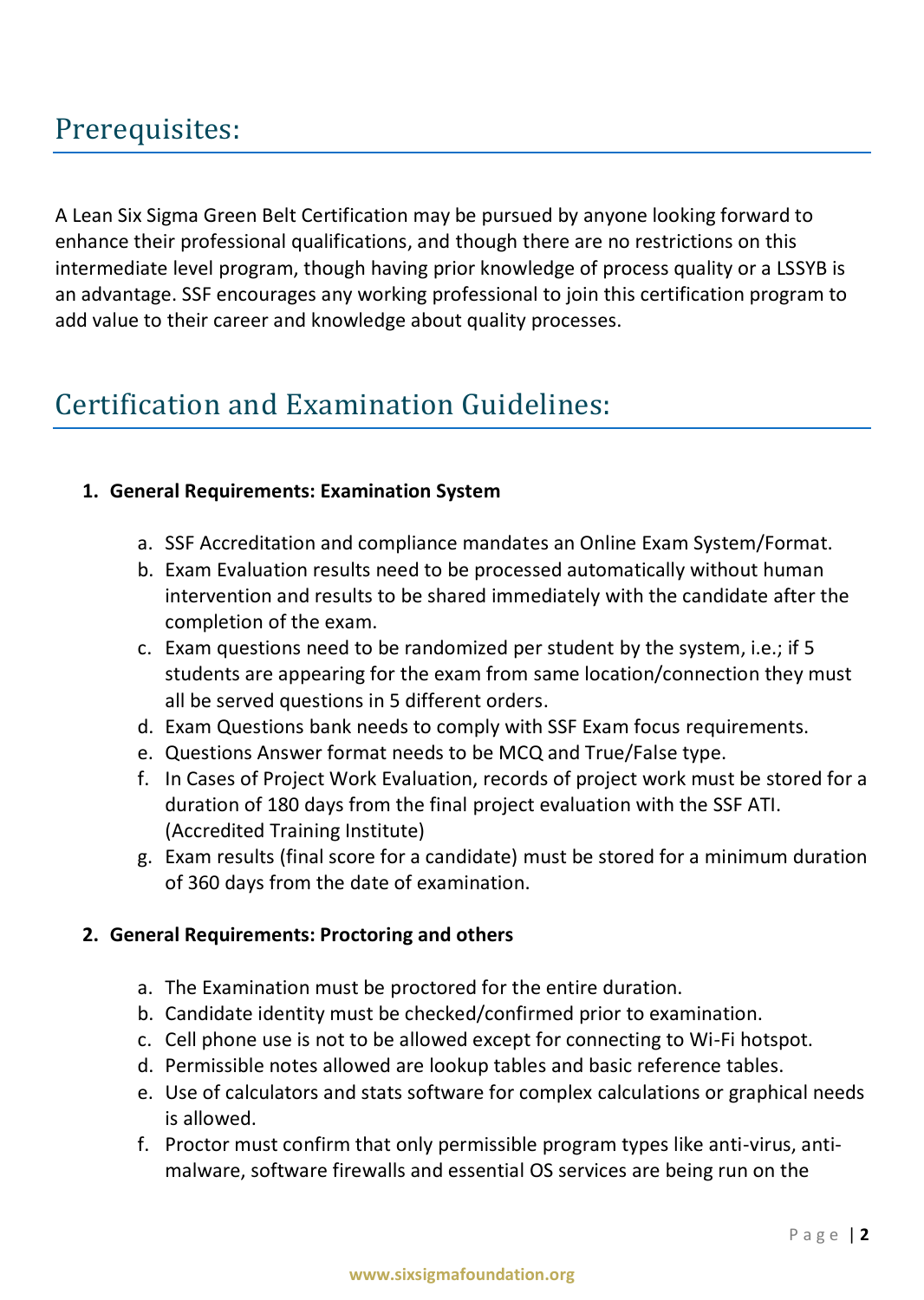## Prerequisites:

A Lean Six Sigma Green Belt Certification may be pursued by anyone looking forward to enhance their professional qualifications, and though there are no restrictions on this intermediate level program, though having prior knowledge of process quality or a LSSYB is an advantage. SSF encourages any working professional to join this certification program to add value to their career and knowledge about quality processes.

## Certification and Examination Guidelines:

1. **General Requirements: Examination System**
   a. SSF Accreditation and compliance mandates an Online Exam System/Format.
   b. Exam Evaluation results need to be processed automatically without human intervention and results to be shared immediately with the candidate after the completion of the exam.
   c. Exam questions need to be randomized per student by the system, i.e.; if 5 students are appearing for the exam from same location/connection they must all be served questions in 5 different orders.
   d. Exam Questions bank needs to comply with SSF Exam focus requirements.
   e. Questions Answer format needs to be MCQ and True/False type.
   f. In Cases of Project Work Evaluation, records of project work must be stored for a duration of 180 days from the final project evaluation with the SSF ATI. (Accredited Training Institute)
   g. Exam results (final score for a candidate) must be stored for a minimum duration of 360 days from the date of examination.

2. **General Requirements: Proctoring and others**
   a. The Examination must be proctored for the entire duration.
   b. Candidate identity must be checked/confirmed prior to examination.
   c. Cell phone use is not to be allowed except for connecting to Wi-Fi hotspot.
   d. Permissible notes allowed are lookup tables and basic reference tables.
   e. Use of calculators and stats software for complex calculations or graphical needs is allowed.
   f. Proctor must confirm that only permissible program types like anti-virus, anti-malware, software firewalls and essential OS services are being run on the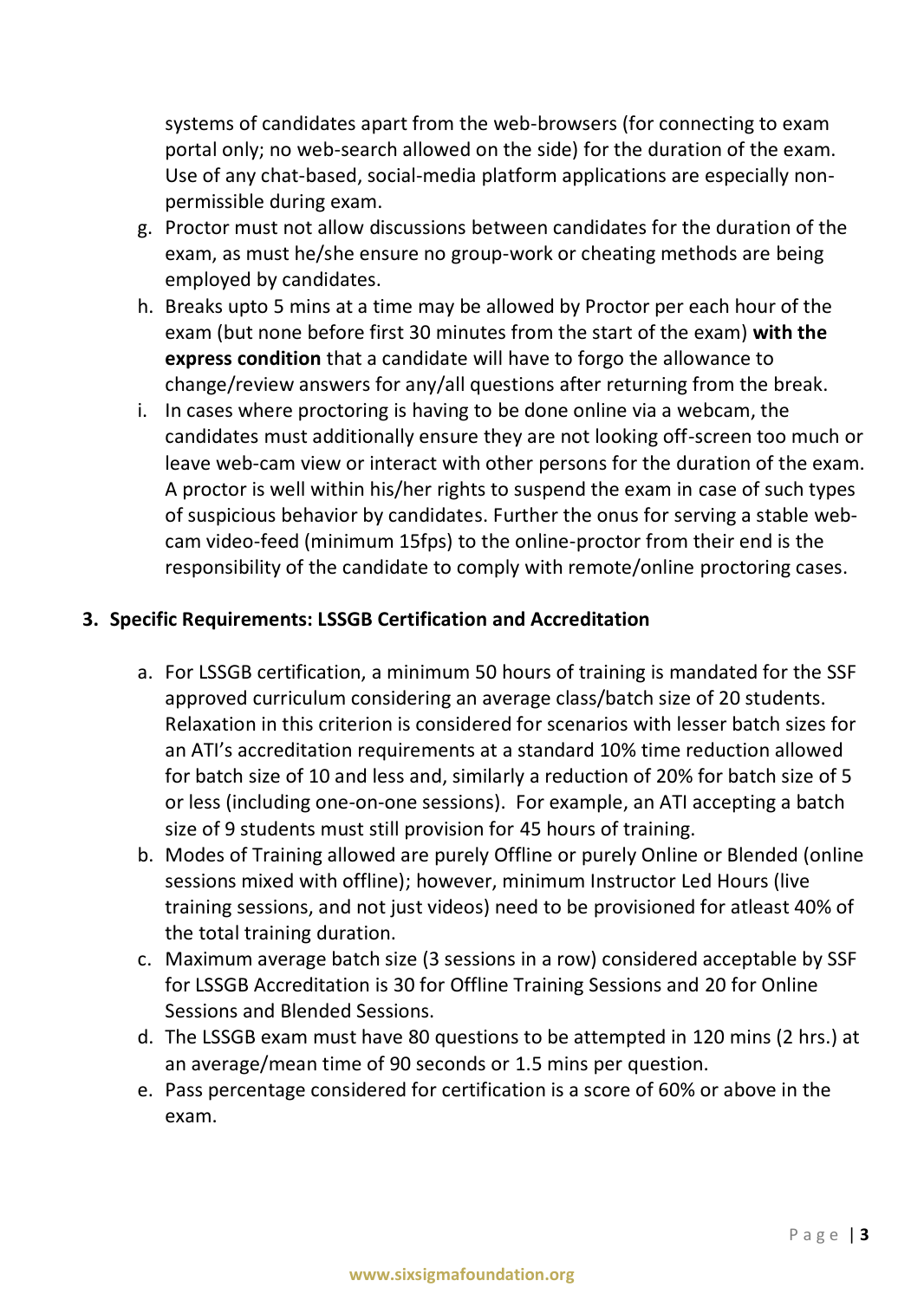systems of candidates apart from the web-browsers (for connecting to exam portal only; no web-search allowed on the side) for the duration of the exam. Use of any chat-based, social-media platform applications are especially non-permissible during exam.

g. Proctor must not allow discussions between candidates for the duration of the exam, as must he/she ensure no group-work or cheating methods are being employed by candidates.
h. Breaks upto 5 mins at a time may be allowed by Proctor per each hour of the exam (but none before first 30 minutes from the start of the exam) **with the express condition** that a candidate will have to forgo the allowance to change/review answers for any/all questions after returning from the break.
i. In cases where proctoring is having to be done online via a webcam, the candidates must additionally ensure they are not looking off-screen too much or leave web-cam view or interact with other persons for the duration of the exam. A proctor is well within his/her rights to suspend the exam in case of such types of suspicious behavior by candidates. Further the onus for serving a stable web-cam video-feed (minimum 15fps) to the online-proctor from their end is the responsibility of the candidate to comply with remote/online proctoring cases.

## 3. Specific Requirements: LSSGB Certification and Accreditation

a. For LSSGB certification, a minimum 50 hours of training is mandated for the SSF approved curriculum considering an average class/batch size of 20 students. Relaxation in this criterion is considered for scenarios with lesser batch sizes for an ATI's accreditation requirements at a standard 10% time reduction allowed for batch size of 10 and less and, similarly a reduction of 20% for batch size of 5 or less (including one-on-one sessions). For example, an ATI accepting a batch size of 9 students must still provision for 45 hours of training.
b. Modes of Training allowed are purely Offline or purely Online or Blended (online sessions mixed with offline); however, minimum Instructor Led Hours (live training sessions, and not just videos) need to be provisioned for atleast 40% of the total training duration.
c. Maximum average batch size (3 sessions in a row) considered acceptable by SSF for LSSGB Accreditation is 30 for Offline Training Sessions and 20 for Online Sessions and Blended Sessions.
d. The LSSGB exam must have 80 questions to be attempted in 120 mins (2 hrs.) at an average/mean time of 90 seconds or 1.5 mins per question.
e. Pass percentage considered for certification is a score of 60% or above in the exam.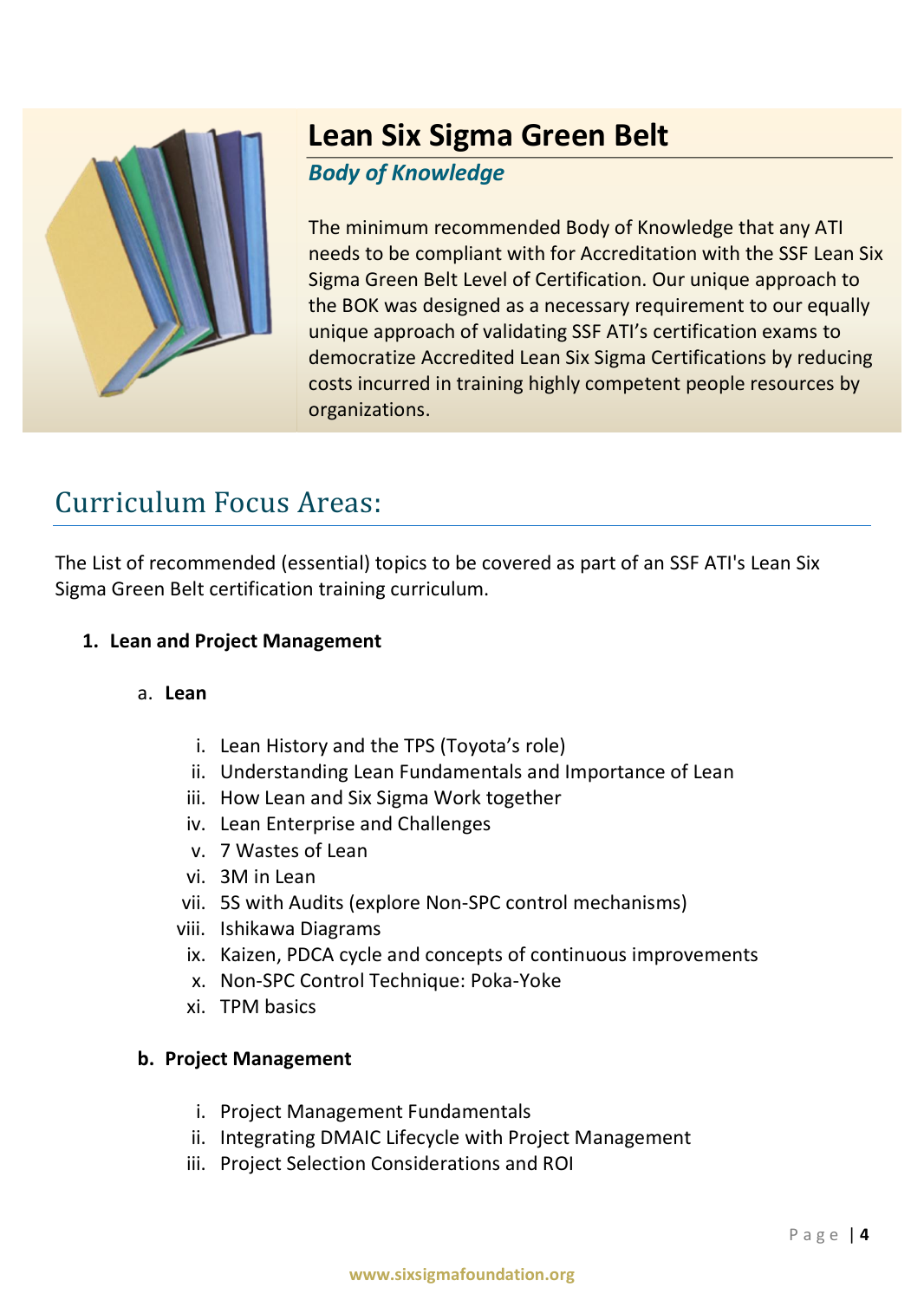# Lean Six Sigma Green Belt

***Body of Knowledge***

The minimum recommended Body of Knowledge that any ATI needs to be compliant with for Accreditation with the SSF Lean Six Sigma Green Belt Level of Certification. Our unique approach to the BOK was designed as a necessary requirement to our equally unique approach of validating SSF ATI's certification exams to democratize Accredited Lean Six Sigma Certifications by reducing costs incurred in training highly competent people resources by organizations.

## Curriculum Focus Areas:

The List of recommended (essential) topics to be covered as part of an SSF ATI's Lean Six Sigma Green Belt certification training curriculum.

1. **Lean and Project Management**

   a. **Lean**

      i. Lean History and the TPS (Toyota's role)
      ii. Understanding Lean Fundamentals and Importance of Lean
      iii. How Lean and Six Sigma Work together
      iv. Lean Enterprise and Challenges
      v. 7 Wastes of Lean
      vi. 3M in Lean
      vii. 5S with Audits (explore Non-SPC control mechanisms)
      viii. Ishikawa Diagrams
      ix. Kaizen, PDCA cycle and concepts of continuous improvements
      x. Non-SPC Control Technique: Poka-Yoke
      xi. TPM basics

   b. **Project Management**

      i. Project Management Fundamentals
      ii. Integrating DMAIC Lifecycle with Project Management
      iii. Project Selection Considerations and ROI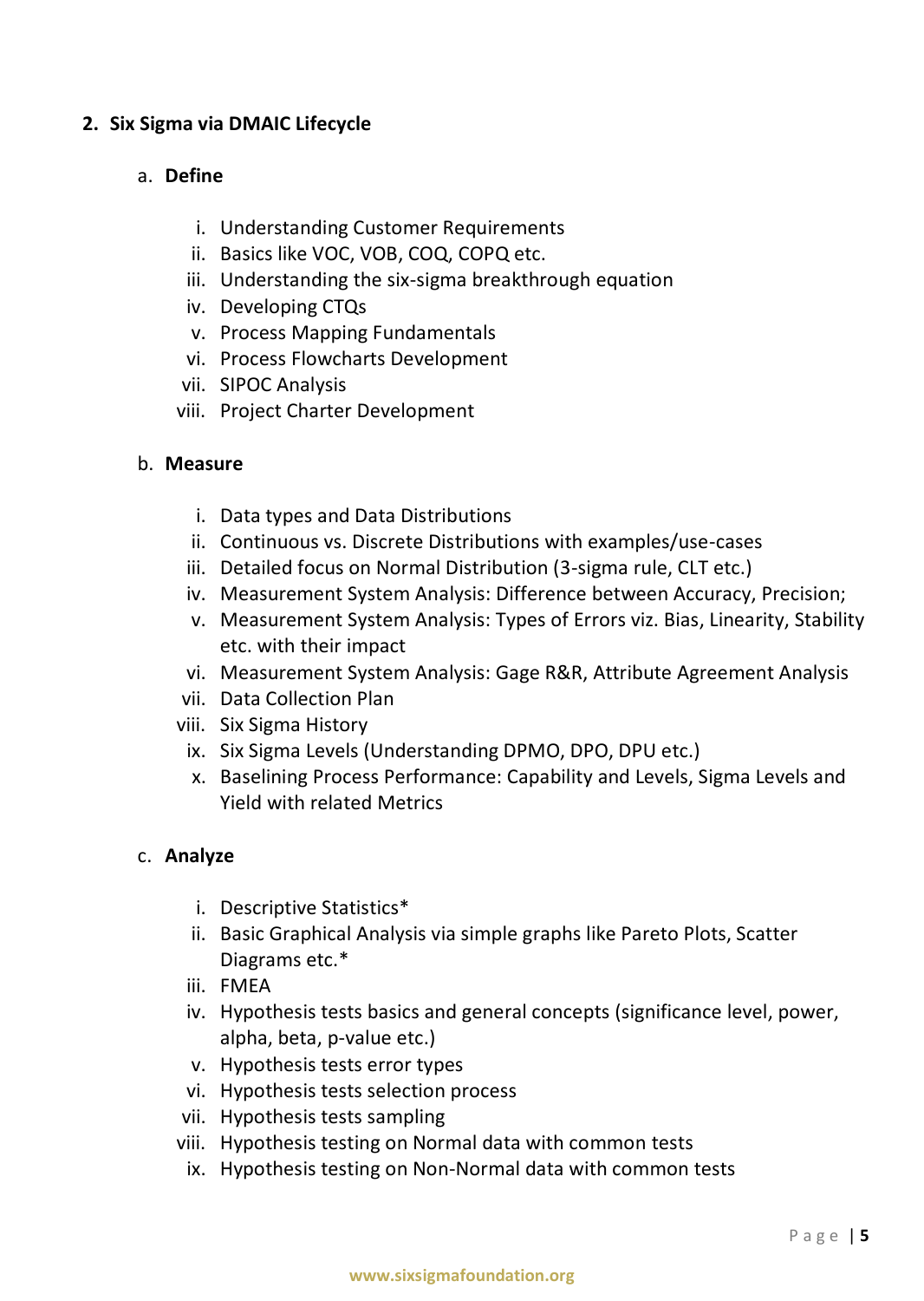## 2. Six Sigma via DMAIC Lifecycle

### a. Define

i. Understanding Customer Requirements
ii. Basics like VOC, VOB, COQ, COPQ etc.
iii. Understanding the six-sigma breakthrough equation
iv. Developing CTQs
v. Process Mapping Fundamentals
vi. Process Flowcharts Development
vii. SIPOC Analysis
viii. Project Charter Development

### b. Measure

i. Data types and Data Distributions
ii. Continuous vs. Discrete Distributions with examples/use-cases
iii. Detailed focus on Normal Distribution (3-sigma rule, CLT etc.)
iv. Measurement System Analysis: Difference between Accuracy, Precision;
v. Measurement System Analysis: Types of Errors viz. Bias, Linearity, Stability etc. with their impact
vi. Measurement System Analysis: Gage R&R, Attribute Agreement Analysis
vii. Data Collection Plan
viii. Six Sigma History
ix. Six Sigma Levels (Understanding DPMO, DPO, DPU etc.)
x. Baselining Process Performance: Capability and Levels, Sigma Levels and Yield with related Metrics

### c. Analyze

i. Descriptive Statistics*
ii. Basic Graphical Analysis via simple graphs like Pareto Plots, Scatter Diagrams etc.*
iii. FMEA
iv. Hypothesis tests basics and general concepts (significance level, power, alpha, beta, p-value etc.)
v. Hypothesis tests error types
vi. Hypothesis tests selection process
vii. Hypothesis tests sampling
viii. Hypothesis testing on Normal data with common tests
ix. Hypothesis testing on Non-Normal data with common tests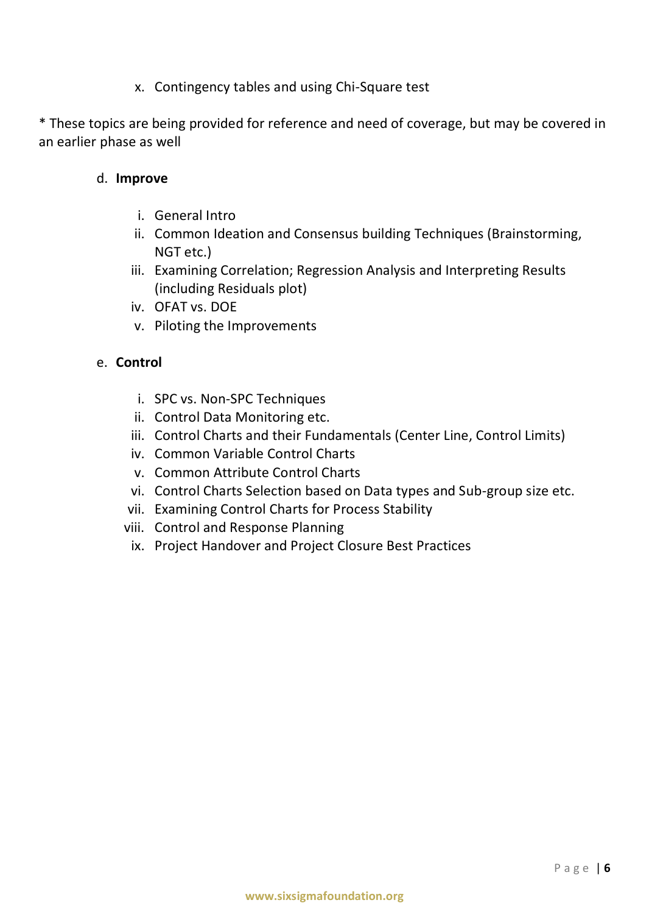x. Contingency tables and using Chi-Square test

* These topics are being provided for reference and need of coverage, but may be covered in an earlier phase as well

d. **Improve**

   i. General Intro
   ii. Common Ideation and Consensus building Techniques (Brainstorming, NGT etc.)
   iii. Examining Correlation; Regression Analysis and Interpreting Results (including Residuals plot)
   iv. OFAT vs. DOE
   v. Piloting the Improvements

e. **Control**

   i. SPC vs. Non-SPC Techniques
   ii. Control Data Monitoring etc.
   iii. Control Charts and their Fundamentals (Center Line, Control Limits)
   iv. Common Variable Control Charts
   v. Common Attribute Control Charts
   vi. Control Charts Selection based on Data types and Sub-group size etc.
   vii. Examining Control Charts for Process Stability
   viii. Control and Response Planning
   ix. Project Handover and Project Closure Best Practices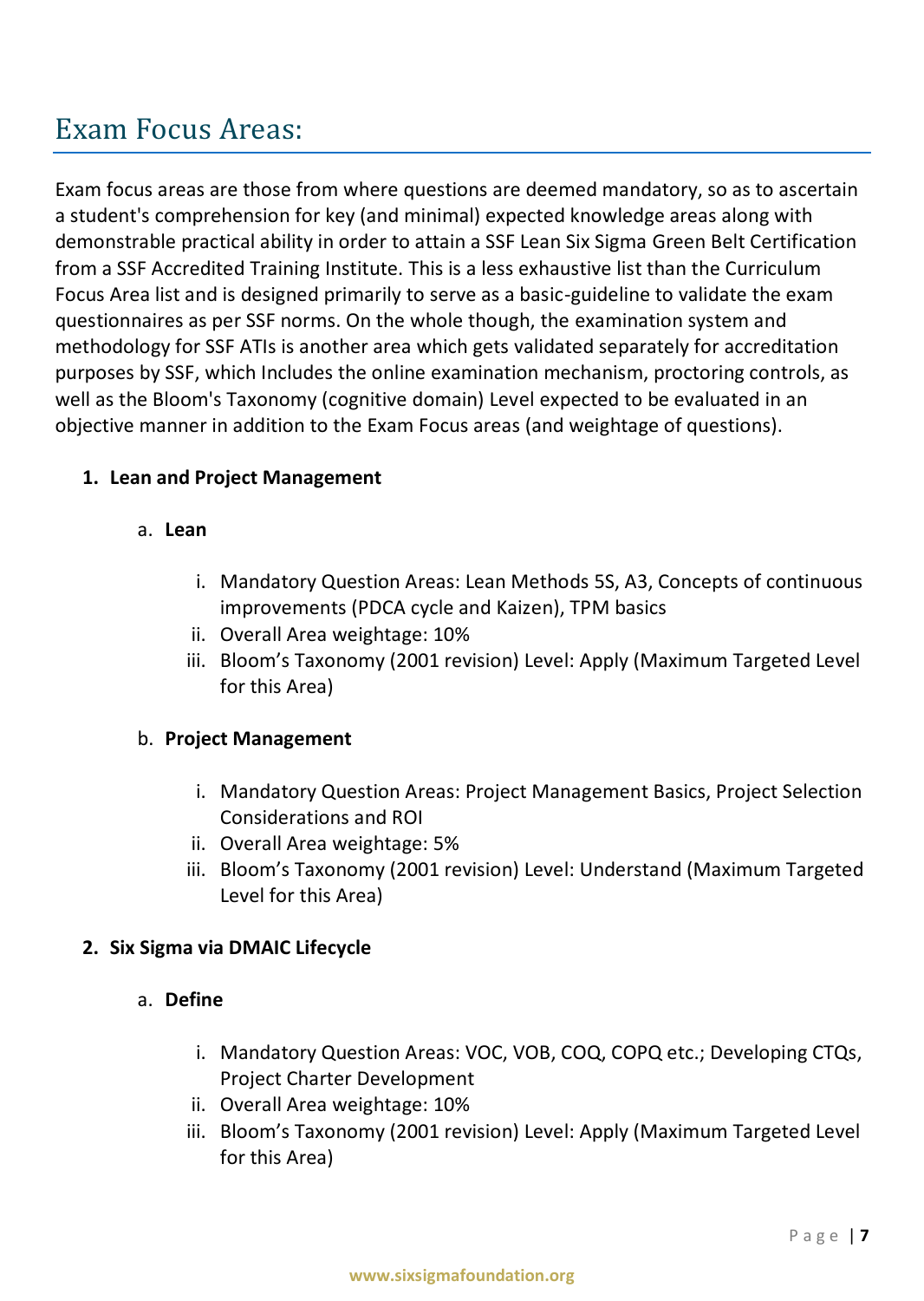# Exam Focus Areas:

Exam focus areas are those from where questions are deemed mandatory, so as to ascertain a student's comprehension for key (and minimal) expected knowledge areas along with demonstrable practical ability in order to attain a SSF Lean Six Sigma Green Belt Certification from a SSF Accredited Training Institute. This is a less exhaustive list than the Curriculum Focus Area list and is designed primarily to serve as a basic-guideline to validate the exam questionnaires as per SSF norms. On the whole though, the examination system and methodology for SSF ATIs is another area which gets validated separately for accreditation purposes by SSF, which Includes the online examination mechanism, proctoring controls, as well as the Bloom's Taxonomy (cognitive domain) Level expected to be evaluated in an objective manner in addition to the Exam Focus areas (and weightage of questions).

1. **Lean and Project Management**

   a. **Lean**

      i. Mandatory Question Areas: Lean Methods 5S, A3, Concepts of continuous improvements (PDCA cycle and Kaizen), TPM basics
      ii. Overall Area weightage: 10%
      iii. Bloom's Taxonomy (2001 revision) Level: Apply (Maximum Targeted Level for this Area)

   b. **Project Management**

      i. Mandatory Question Areas: Project Management Basics, Project Selection Considerations and ROI
      ii. Overall Area weightage: 5%
      iii. Bloom's Taxonomy (2001 revision) Level: Understand (Maximum Targeted Level for this Area)

2. **Six Sigma via DMAIC Lifecycle**

   a. **Define**

      i. Mandatory Question Areas: VOC, VOB, COQ, COPQ etc.; Developing CTQs, Project Charter Development
      ii. Overall Area weightage: 10%
      iii. Bloom's Taxonomy (2001 revision) Level: Apply (Maximum Targeted Level for this Area)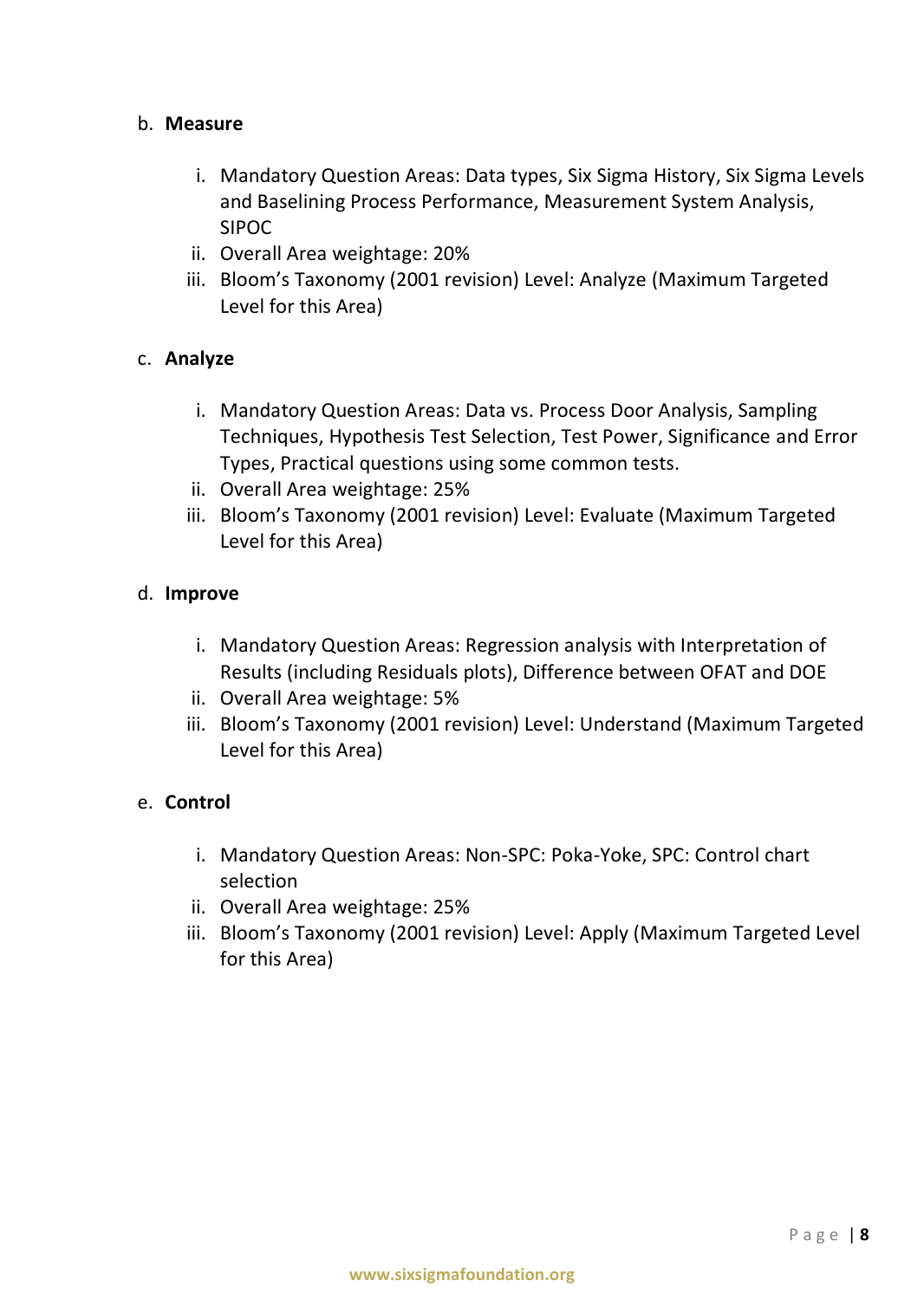b. **Measure**

   i. Mandatory Question Areas: Data types, Six Sigma History, Six Sigma Levels and Baselining Process Performance, Measurement System Analysis, SIPOC
   ii. Overall Area weightage: 20%
   iii. Bloom's Taxonomy (2001 revision) Level: Analyze (Maximum Targeted Level for this Area)

c. **Analyze**

   i. Mandatory Question Areas: Data vs. Process Door Analysis, Sampling Techniques, Hypothesis Test Selection, Test Power, Significance and Error Types, Practical questions using some common tests.
   ii. Overall Area weightage: 25%
   iii. Bloom's Taxonomy (2001 revision) Level: Evaluate (Maximum Targeted Level for this Area)

d. **Improve**

   i. Mandatory Question Areas: Regression analysis with Interpretation of Results (including Residuals plots), Difference between OFAT and DOE
   ii. Overall Area weightage: 5%
   iii. Bloom's Taxonomy (2001 revision) Level: Understand (Maximum Targeted Level for this Area)

e. **Control**

   i. Mandatory Question Areas: Non-SPC: Poka-Yoke, SPC: Control chart selection
   ii. Overall Area weightage: 25%
   iii. Bloom's Taxonomy (2001 revision) Level: Apply (Maximum Targeted Level for this Area)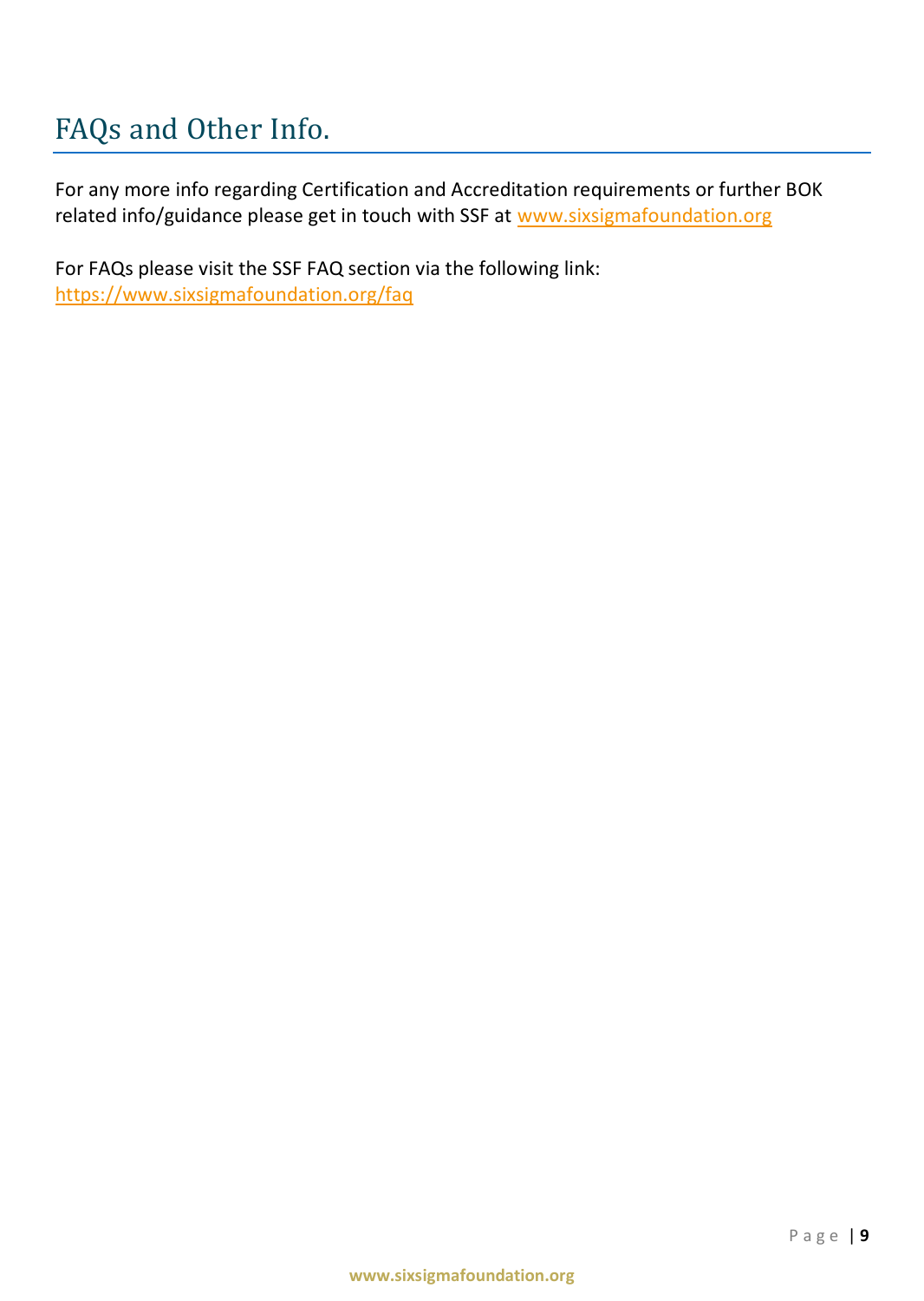# FAQs and Other Info.

For any more info regarding Certification and Accreditation requirements or further BOK related info/guidance please get in touch with SSF at www.sixsigmafoundation.org

For FAQs please visit the SSF FAQ section via the following link:
https://www.sixsigmafoundation.org/faq